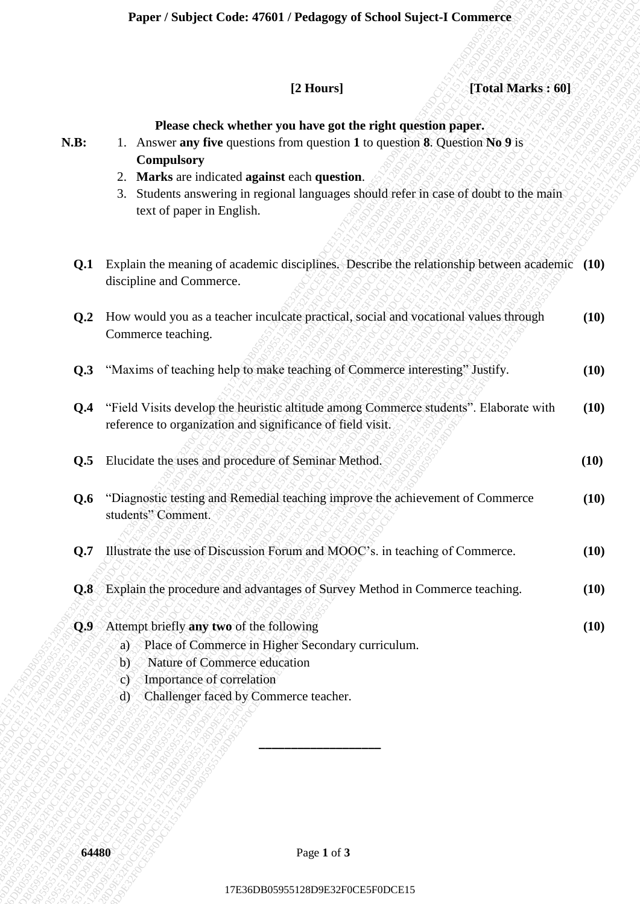**Paper / Subject Code: 47601 / Pedagogy of School Suject-I Commerce**

**[2 Hours]** **[Total Marks : 60]**

**Please check whether you have got the right question paper.**

**N.B:**
1. Answer **any five** questions from question **1** to question **8**. Question **No 9** is **Compulsory**
2. **Marks** are indicated **against** each **question**.
3. Students answering in regional languages should refer in case of doubt to the main text of paper in English.

**Q.1** Explain the meaning of academic disciplines. Describe the relationship between academic discipline and Commerce. **(10)**

**Q.2** How would you as a teacher inculcate practical, social and vocational values through Commerce teaching. **(10)**

**Q.3** "Maxims of teaching help to make teaching of Commerce interesting" Justify. **(10)**

**Q.4** "Field Visits develop the heuristic altitude among Commerce students". Elaborate with reference to organization and significance of field visit. **(10)**

**Q.5** Elucidate the uses and procedure of Seminar Method. **(10)**

**Q.6** "Diagnostic testing and Remedial teaching improve the achievement of Commerce students" Comment. **(10)**

**Q.7** Illustrate the use of Discussion Forum and MOOC's. in teaching of Commerce. **(10)**

**Q.8** Explain the procedure and advantages of Survey Method in Commerce teaching. **(10)**

**Q.9** Attempt briefly **any two** of the following **(10)**

a) Place of Commerce in Higher Secondary curriculum.
b) Nature of Commerce education
c) Importance of correlation
d) Challenger faced by Commerce teacher.

---

64480

17E36DB05955128D9E32F0CE5F0DCE15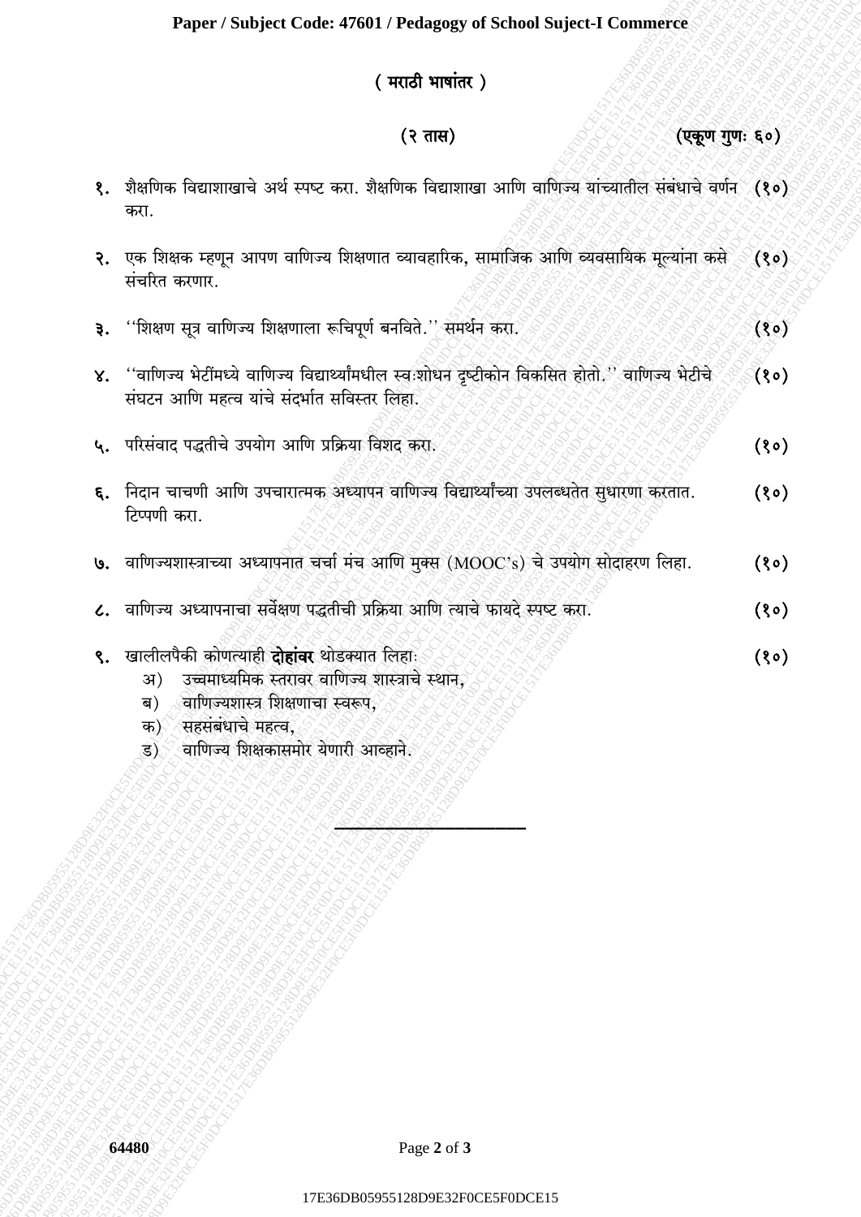# ( मराठी भाषांतर )

(२ तास) (एकूण गुणः ६०)

१. शैक्षणिक विद्याशाखाचे अर्थ स्पष्ट करा. शैक्षणिक विद्याशाखा आणि वाणिज्य यांच्यातील संबंधाचे वर्णन करा. (१०)

२. एक शिक्षक म्हणून आपण वाणिज्य शिक्षणात व्यावहारिक, सामाजिक आणि व्यवसायिक मूल्यांना कसे संचरित करणार. (१०)

३. ''शिक्षण सूत्र वाणिज्य शिक्षणाला रूचिपूर्ण बनविते.'' समर्थन करा. (१०)

४. ''वाणिज्य भेटींमध्ये वाणिज्य विद्यार्थ्यांमधील स्वःशोधन दृष्टीकोन विकसित होतो.'' वाणिज्य भेटीचे संघटन आणि महत्व यांचे संदर्भात सविस्तर लिहा. (१०)

५. परिसंवाद पद्धतीचे उपयोग आणि प्रक्रिया विशद करा. (१०)

६. निदान चाचणी आणि उपचारात्मक अध्यापन वाणिज्य विद्यार्थ्यांच्या उपलब्धतेत सुधारणा करतात. टिप्पणी करा. (१०)

७. वाणिज्यशास्त्राच्या अध्यापनात चर्चा मंच आणि मुक्स (MOOC's) चे उपयोग सोदाहरण लिहा. (१०)

८. वाणिज्य अध्यापनाचा सर्वेक्षण पद्धतीची प्रक्रिया आणि त्याचे फायदे स्पष्ट करा. (१०)

९. खालीलपैकी कोणत्याही **दोहांवर** थोडक्यात लिहाः (१०)
   - अ) उच्चमाध्यमिक स्तरावर वाणिज्य शास्त्राचे स्थान,
   - ब) वाणिज्यशास्त्र शिक्षणाचा स्वरूप,
   - क) सहसंबंधाचे महत्व,
   - ड) वाणिज्य शिक्षकासमोर येणारी आव्हाने.

---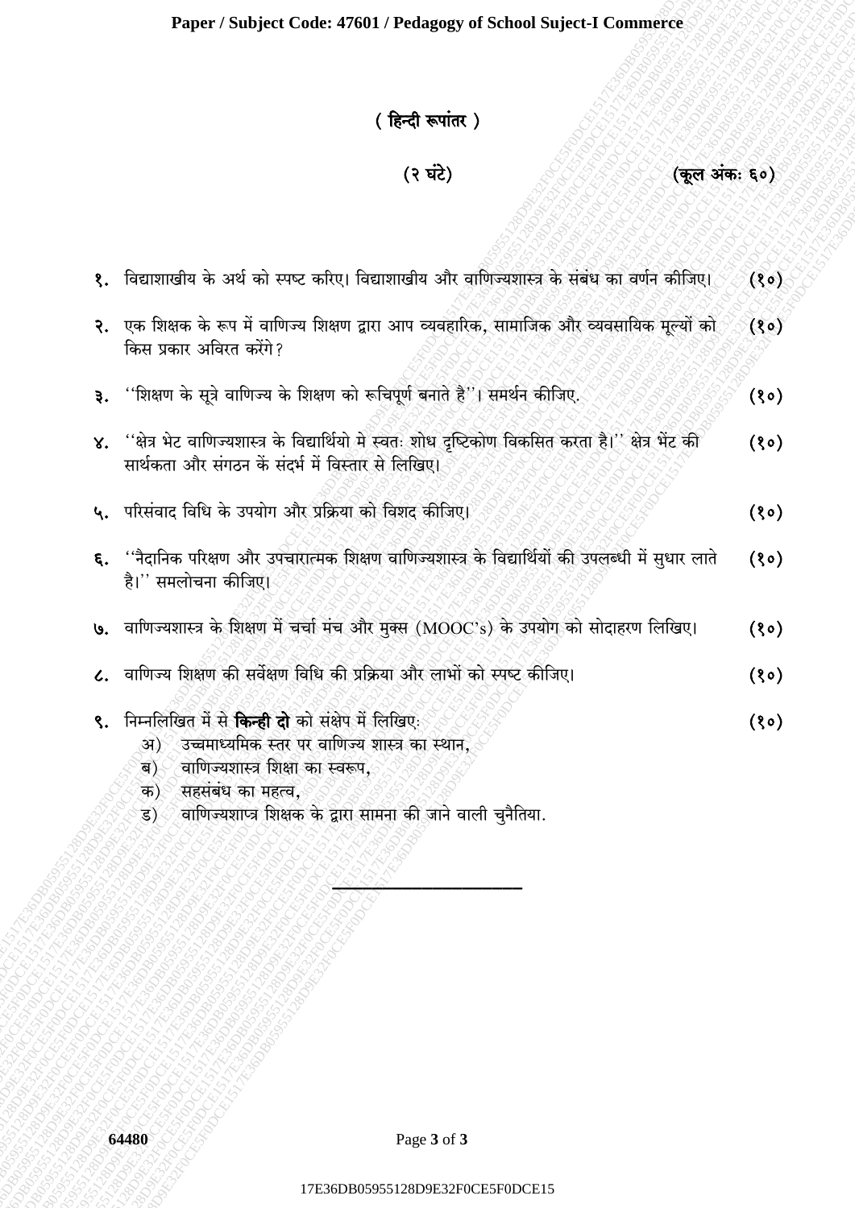Paper / Subject Code: 47601 / Pedagogy of School Suject-I Commerce

## ( हिन्दी रूपांतर )

(२ घंटे) (कूल अंकः ६०)

१. विद्याशाखीय के अर्थ को स्पष्ट करिए। विद्याशाखीय और वाणिज्यशास्त्र के संबंध का वर्णन कीजिए। (१०)

२. एक शिक्षक के रूप में वाणिज्य शिक्षण द्वारा आप व्यवहारिक, सामाजिक और व्यवसायिक मूल्यों को किस प्रकार अविरत करेंगे? (१०)

३. ''शिक्षण के सूत्रे वाणिज्य के शिक्षण को रूचिपूर्ण बनाते है''। समर्थन कीजिए. (१०)

४. ''क्षेत्र भेट वाणिज्यशास्त्र के विद्यार्थियो मे स्वतः शोध दृष्टिकोण विकसित करता है।'' क्षेत्र भेंट की सार्थकता और संगठन कें संदर्भ में विस्तार से लिखिए। (१०)

५. परिसंवाद विधि के उपयोग और प्रक्रिया को विशद कीजिए। (१०)

६. ''नैदानिक परिक्षण और उपचारात्मक शिक्षण वाणिज्यशास्त्र के विद्यार्थियों की उपलब्धी में सुधार लाते है।'' समलोचना कीजिए। (१०)

७. वाणिज्यशास्त्र के शिक्षण में चर्चा मंच और मुक्स (MOOC's) के उपयोग को सोदाहरण लिखिए। (१०)

८. वाणिज्य शिक्षण की सर्वेक्षण विधि की प्रक्रिया और लाभों को स्पष्ट कीजिए। (१०)

९. निम्नलिखित में से **किन्ही दो** को संक्षेप में लिखिएः (१०)
   - अ) उच्चमाध्यमिक स्तर पर वाणिज्य शास्त्र का स्थान,
   - ब) वाणिज्यशास्त्र शिक्षा का स्वरूप,
   - क) सहसंबंध का महत्व,
   - ड) वाणिज्यशाप्त्र शिक्षक के द्वारा सामना की जाने वाली चुनैतिया.

---

64480

17E36DB05955128D9E32F0CE5F0DCE15